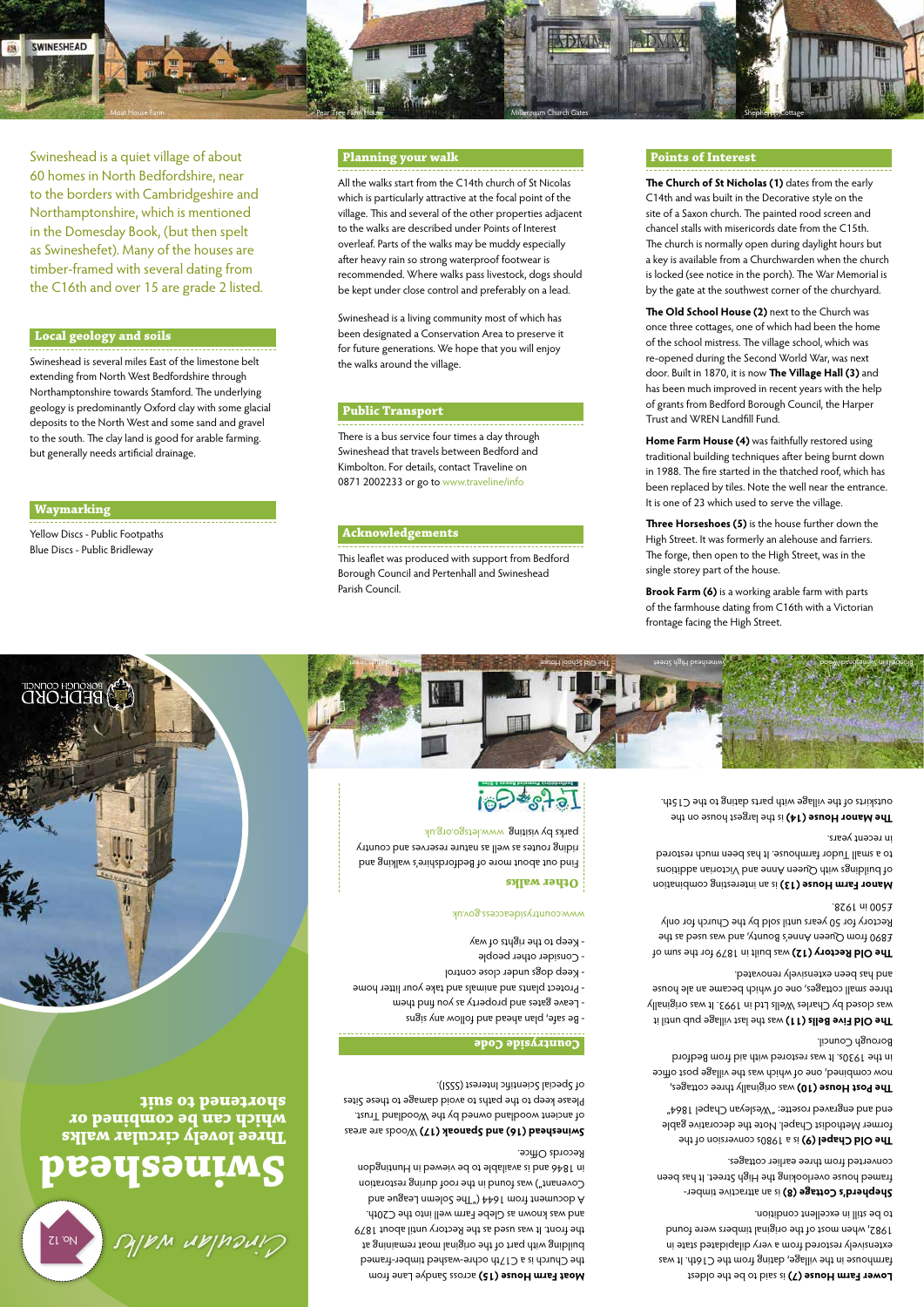Moat House Farm | Pear Tree Farm House | Millennium Church Gates | Shepherd's Cottage

Swineshead is a quiet village of about 60 homes in North Bedfordshire, near to the borders with Cambridgeshire and Northamptonshire, which is mentioned in the Domesday Book, (but then spelt as Swineshefet). Many of the houses are timber-framed with several dating from the C16th and over 15 are grade 2 listed.

## Local geology and soils

Swineshead is several miles East of the limestone belt extending from North West Bedfordshire through Northamptonshire towards Stamford. The underlying geology is predominantly Oxford clay with some glacial deposits to the North West and some sand and gravel to the south. The clay land is good for arable farming. but generally needs artificial drainage.

## Waymarking

Yellow Discs - Public Footpaths
Blue Discs - Public Bridleway

## Planning your walk

All the walks start from the C14th church of St Nicolas which is particularly attractive at the focal point of the village. This and several of the other properties adjacent to the walks are described under Points of Interest overleaf. Parts of the walks may be muddy especially after heavy rain so strong waterproof footwear is recommended. Where walks pass livestock, dogs should be kept under close control and preferably on a lead.

Swineshead is a living community most of which has been designated a Conservation Area to preserve it for future generations. We hope that you will enjoy the walks around the village.

## Public Transport

There is a bus service four times a day through Swineshead that travels between Bedford and Kimbolton. For details, contact Traveline on 0871 2002233 or go to www.traveline.info

## Acknowledgements

This leaflet was produced with support from Bedford Borough Council and Pertenhall and Swineshead Parish Council.

## Points of Interest

**The Church of St Nicholas (1)** dates from the early C14th and was built in the Decorative style on the site of a Saxon church. The painted rood screen and chancel stalls with misericords date from the C15th. The church is normally open during daylight hours but a key is available from a Churchwarden when the church is locked (see notice in the porch). The War Memorial is by the gate at the southwest corner of the churchyard.

**The Old School House (2)** next to the Church was once three cottages, one of which had been the home of the school mistress. The village school, which was re-opened during the Second World War, was next door. Built in 1870, it is now **The Village Hall (3)** and has been much improved in recent years with the help of grants from Bedford Borough Council, the Harper Trust and WREN Landfill Fund.

**Home Farm House (4)** was faithfully restored using traditional building techniques after being burnt down in 1988. The fire started in the thatched roof, which has been replaced by tiles. Note the well near the entrance. It is one of 23 which used to serve the village.

**Three Horseshoes (5)** is the house further down the High Street. It was formerly an alehouse and farriers. The forge, then open to the High Street, was in the single storey part of the house.

**Brook Farm (6)** is a working arable farm with parts of the farmhouse dating from C16th with a Victorian frontage facing the High Street.

**Lower Farm House (7)** is said to be the oldest farmhouse in the village, dating from the C16th. It was extensively restored from a very dilapidated state in 1982, when most of the original timbers were found to be still in excellent condition.

**Shepherd's Cottage (8)** is an attractive timber-framed house overlooking the High Street. It has been converted from three earlier cottages.

**The Old Chapel (9)** is a 1980s conversion of the former Methodist Chapel. Note the decorative gable end and engraved rosette: "Wesleyan Chapel 1864".

**The Post House (10)** was originally three cottages, now combined, one of which was the village post office in the 1930s. It was restored with aid from Bedford Borough Council.

**The Old Five Bells (11)** was the last village pub until it was closed by Charles Wells Ltd in 1993. It was originally three small cottages, one of which became an ale house and has been extensively renovated.

**The Old Rectory (12)** was built in 1879 for the sum of £890 from Queen Anne's Bounty, and was used as the Rectory for 50 years until sold by the Church for only £500 in 1928.

**Manor Farm House (13)** is an interesting combination of buildings with Queen Anne and Victorian additions to a small Tudor farmhouse. It has been much restored in recent years.

**The Manor House (14)** is the largest house on the outskirts of the village with parts dating to the C15th.

**Moat Farm House (15)** across Sandye Lane from the Church is a C17th ochre-washed timber-framed building with part of the original moat remaining at the front. It was used as the Rectory until about 1879 and was known as Glebe Farm well into the C20th. A document from 1644 ("The Solemn League and Covenant") was found in the roof during restoration in 1846 and is available to be viewed in Huntingdon Records Office.

**Swineshead (16) and Spanoaks (17)** Woods are areas of ancient woodland owned by the Woodland Trust. Please keep to the paths to avoid damage to these Sites of Special Scientific Interest (SSSI).

## Countryside Code

- Be safe, plan ahead and follow any signs
- Leave gates and property as you find them
- Protect plants and animals and take your litter home
- Keep dogs under close control
- Consider other people
- Keep to the rights of way

www.countrysideaccess.gov.uk

## Other walks

Find out about more of Bedfordshire's walking and riding routes as well as nature reserves and country parks by visiting www.letsgo.org.uk

Let's Go!

Swineshead High Street | The Old School House | Bluebells in Swineshead Wood

# Swineshead

## Three lovely circular walks which can be combined or shortened to suit

Circular walks No. 12

Bedford Borough Council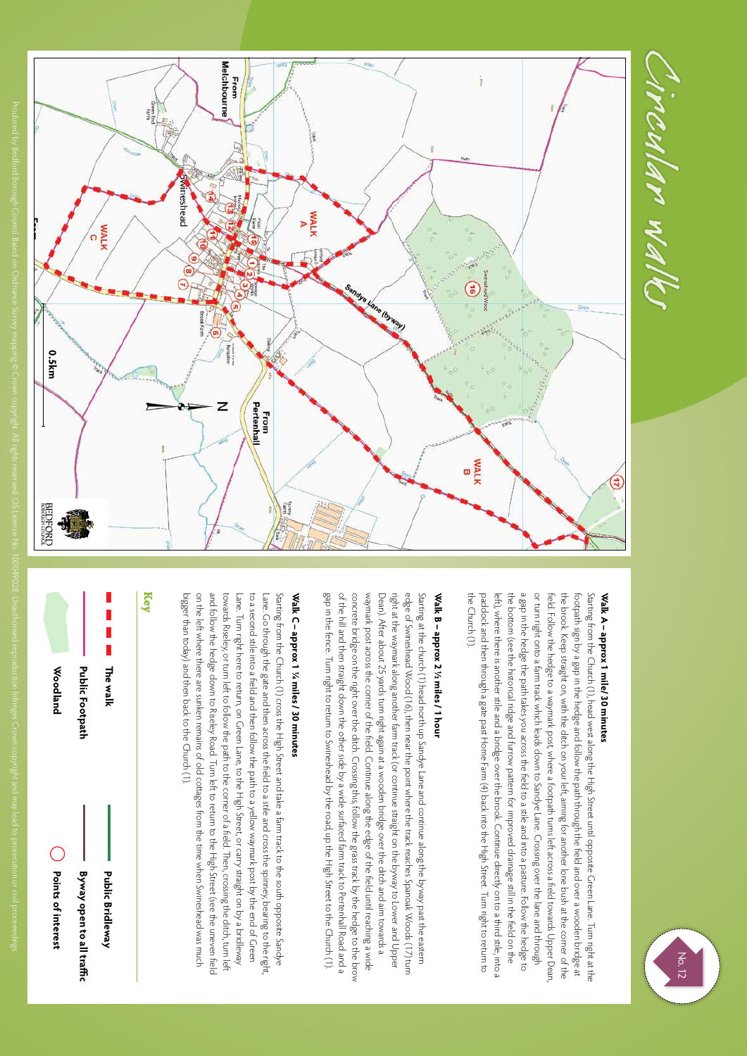# Circular walks

No. 12

### Walk A – approx 1 mile/30 minutes

Starting from the Church (1), head west along the High Street until opposite Green Lane. Turn right at the footpath sign by a gap in the hedge and follow the path through the field and over a wooden bridge at the brook. Keep straight on, with the ditch on your left, aiming for another lone bush at the corner of the field. Follow the hedge to a waymark post, where a footpath turns left across a field towards Upper Dean, or turn right onto a farm track which leads down to Sandye Lane. Crossing over the lane and through a gap in the hedge the path takes you across the field to a stile and into a pasture. Follow the hedge to the bottom (see the historical ridge and furrow pattern for improved drainage still in the field on the left), where there is another stile and a bridge over the brook. Continue directly on to a third stile, into a paddock and then through a gate past Home Farm (4) back into the High Street. Turn right to return to the Church (1).

### Walk B – approx 2 ½ miles / 1 hour

Starting at the church (1) head north up Sandye Lane and continue along the byway past the eastern edge of Swineshead Wood (16), then near the point where the track reaches Spanoak Woods (17) turn right at the waymark along another farm track (or continue straight on the byway to Lower and Upper Dean). After about 25 yards turn right again at a wooden bridge over the ditch and aim towards a waymark post across the corner of the field. Continue along the edge of the field until reaching a wide concrete bridge on the right over the ditch. Crossing this, follow the grass track by the hedge to the brow of the hill and then straight down the other side by a wide surfaced farm track to Pertenhall Road and a gap in the fence. Turn right to return to Swineshead by the road up the High Street to the Church (1).

### Walk C – approx 1 ¼ miles / 30 minutes

Starting from the Church (1) cross the High Street and take a farm track to the south opposite Sandye Lane. Go through the gate and then across the field to a stile and cross the spinney, bearing to the right, to a second stile into a field and then follow the path to a yellow waymark post by the end of Green Lane. Turn right here to return, on Green Lane, to the High Street, or carry straight on by a bridleway towards Riseley, or turn left to follow the path to the corner of a field. Then, crossing the ditch, turn left and follow the hedge down to Riseley Road. Turn left to return to the High Street (see the uneven field on the left where there are sunken remains of old cottages from the time when Swineshead was much bigger than today) and then back to the Church (1).

## Key

- The walk
- Public Footpath
- Woodland
- Public Bridleway
- Byway open to all traffic
- Points of interest

Produced by Bedford Borough Council. Based on Ordnance Survey mapping © Crown copyright. All rights reserved. OS Licence No. 100049028. Unauthorised reproduction infringes Crown copyright and may lead to prosecution or civil proceedings.